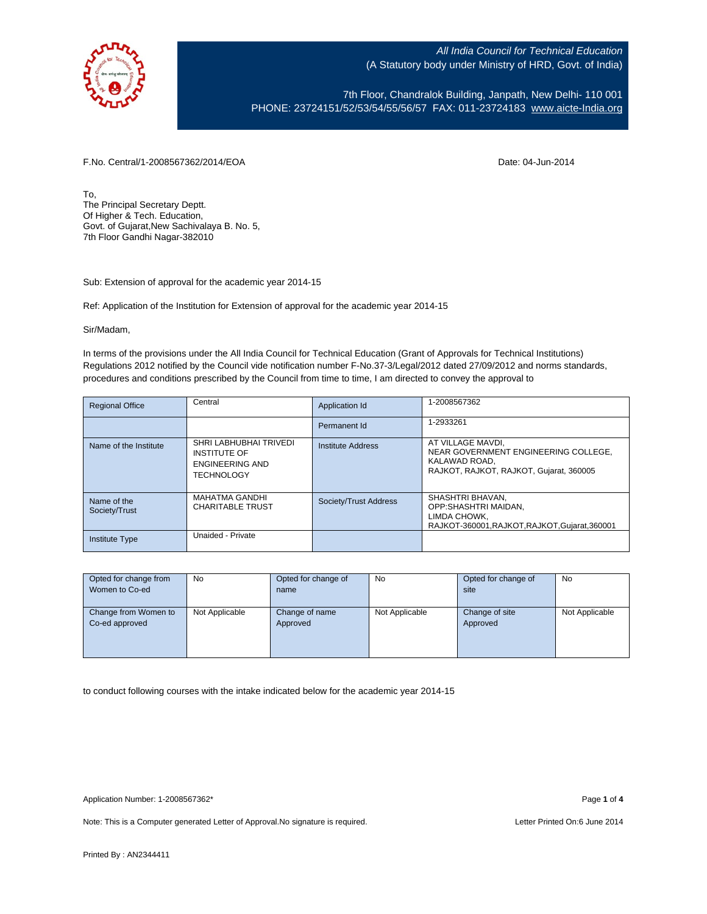All India Council for Technical Education
(A Statutory body under Ministry of HRD, Govt. of India)

7th Floor, Chandralok Building, Janpath, New Delhi- 110 001
PHONE: 23724151/52/53/54/55/56/57 FAX: 011-23724183 www.aicte-India.org

F.No. Central/1-2008567362/2014/EOA

Date: 04-Jun-2014

To,
The Principal Secretary Deptt.
Of Higher & Tech. Education,
Govt. of Gujarat,New Sachivalaya B. No. 5,
7th Floor Gandhi Nagar-382010

Sub: Extension of approval for the academic year 2014-15

Ref: Application of the Institution for Extension of approval for the academic year 2014-15

Sir/Madam,

In terms of the provisions under the All India Council for Technical Education (Grant of Approvals for Technical Institutions) Regulations 2012 notified by the Council vide notification number F-No.37-3/Legal/2012 dated 27/09/2012 and norms standards, procedures and conditions prescribed by the Council from time to time, I am directed to convey the approval to

| Regional Office | Central | Application Id | 1-2008567362 |
|---|---|---|---|
| | | Permanent Id | 1-2933261 |
| Name of the Institute | SHRI LABHUBHAI TRIVEDI INSTITUTE OF ENGINEERING AND TECHNOLOGY | Institute Address | AT VILLAGE MAVDI, NEAR GOVERNMENT ENGINEERING COLLEGE, KALAWAD ROAD, RAJKOT, RAJKOT, RAJKOT, Gujarat, 360005 |
| Name of the Society/Trust | MAHATMA GANDHI CHARITABLE TRUST | Society/Trust Address | SHASHTRI BHAVAN, OPP:SHASHTRI MAIDAN, LIMDA CHOWK, RAJKOT-360001,RAJKOT,RAJKOT,Gujarat,360001 |
| Institute Type | Unaided - Private | | |

| Opted for change from Women to Co-ed | No | Opted for change of name | No | Opted for change of site | No |
|---|---|---|---|---|---|
| Change from Women to Co-ed approved | Not Applicable | Change of name Approved | Not Applicable | Change of site Approved | Not Applicable |

to conduct following courses with the intake indicated below for the academic year 2014-15

Application Number: 1-2008567362*

Note: This is a Computer generated Letter of Approval.No signature is required.

Letter Printed On:6 June 2014

Printed By : AN2344411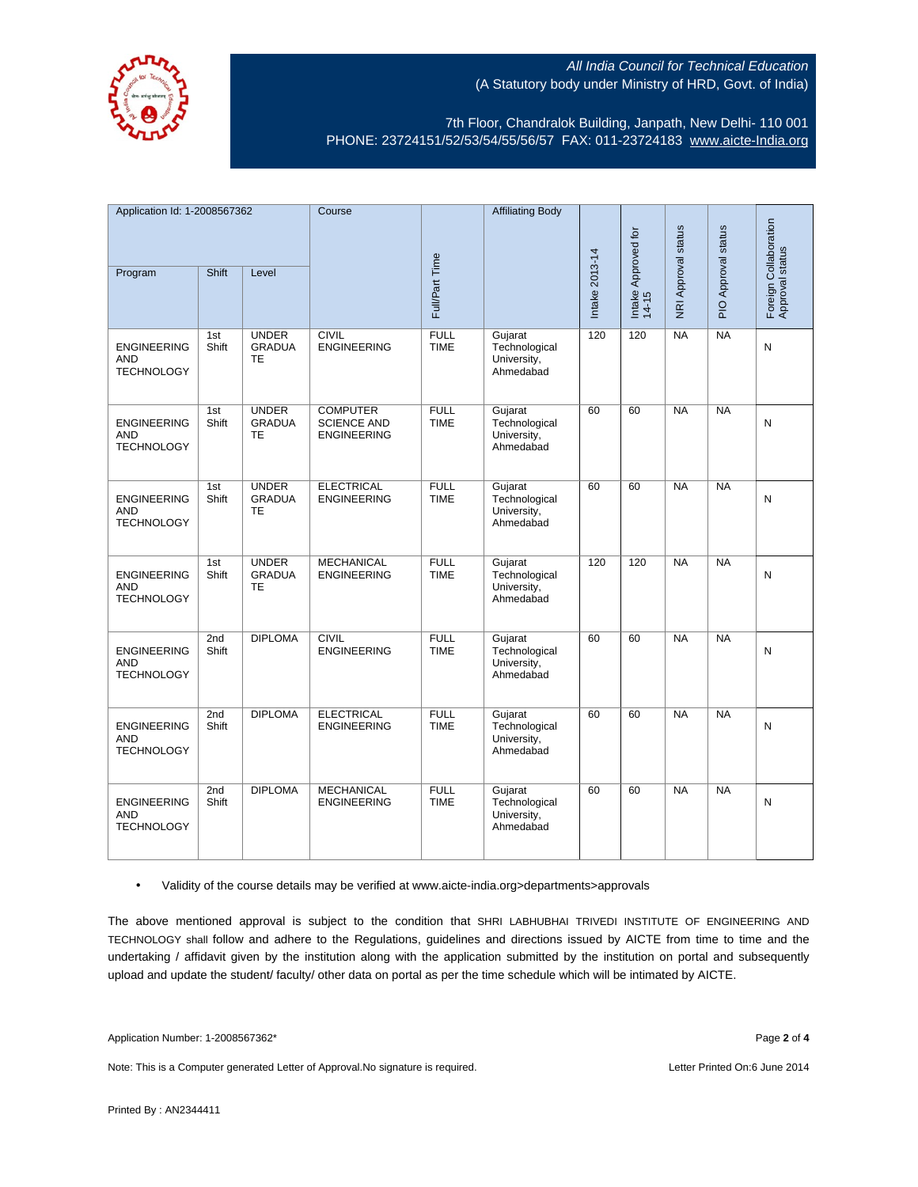All India Council for Technical Education
(A Statutory body under Ministry of HRD, Govt. of India)

7th Floor, Chandralok Building, Janpath, New Delhi- 110 001
PHONE: 23724151/52/53/54/55/56/57 FAX: 011-23724183 www.aicte-India.org

| Application Id: 1-2008567362 | | | Course | Full/Part Time | Affiliating Body | Intake 2013-14 | Intake Approved for 14-15 | NRI Approval status | PIO Approval status | Foreign Collaboration Approval status |
|---|---|---|---|---|---|---|---|---|---|---|
| Program | Shift | Level | | | | | | | | |
| ENGINEERING AND TECHNOLOGY | 1st Shift | UNDER GRADUATE | CIVIL ENGINEERING | FULL TIME | Gujarat Technological University, Ahmedabad | 120 | 120 | NA | NA | N |
| ENGINEERING AND TECHNOLOGY | 1st Shift | UNDER GRADUATE | COMPUTER SCIENCE AND ENGINEERING | FULL TIME | Gujarat Technological University, Ahmedabad | 60 | 60 | NA | NA | N |
| ENGINEERING AND TECHNOLOGY | 1st Shift | UNDER GRADUATE | ELECTRICAL ENGINEERING | FULL TIME | Gujarat Technological University, Ahmedabad | 60 | 60 | NA | NA | N |
| ENGINEERING AND TECHNOLOGY | 1st Shift | UNDER GRADUATE | MECHANICAL ENGINEERING | FULL TIME | Gujarat Technological University, Ahmedabad | 120 | 120 | NA | NA | N |
| ENGINEERING AND TECHNOLOGY | 2nd Shift | DIPLOMA | CIVIL ENGINEERING | FULL TIME | Gujarat Technological University, Ahmedabad | 60 | 60 | NA | NA | N |
| ENGINEERING AND TECHNOLOGY | 2nd Shift | DIPLOMA | ELECTRICAL ENGINEERING | FULL TIME | Gujarat Technological University, Ahmedabad | 60 | 60 | NA | NA | N |
| ENGINEERING AND TECHNOLOGY | 2nd Shift | DIPLOMA | MECHANICAL ENGINEERING | FULL TIME | Gujarat Technological University, Ahmedabad | 60 | 60 | NA | NA | N |

- Validity of the course details may be verified at www.aicte-india.org>departments>approvals

The above mentioned approval is subject to the condition that SHRI LABHUBHAI TRIVEDI INSTITUTE OF ENGINEERING AND TECHNOLOGY shall follow and adhere to the Regulations, guidelines and directions issued by AICTE from time to time and the undertaking / affidavit given by the institution along with the application submitted by the institution on portal and subsequently upload and update the student/ faculty/ other data on portal as per the time schedule which will be intimated by AICTE.

Application Number: 1-2008567362*

Note: This is a Computer generated Letter of Approval.No signature is required.

Letter Printed On:6 June 2014

Printed By : AN2344411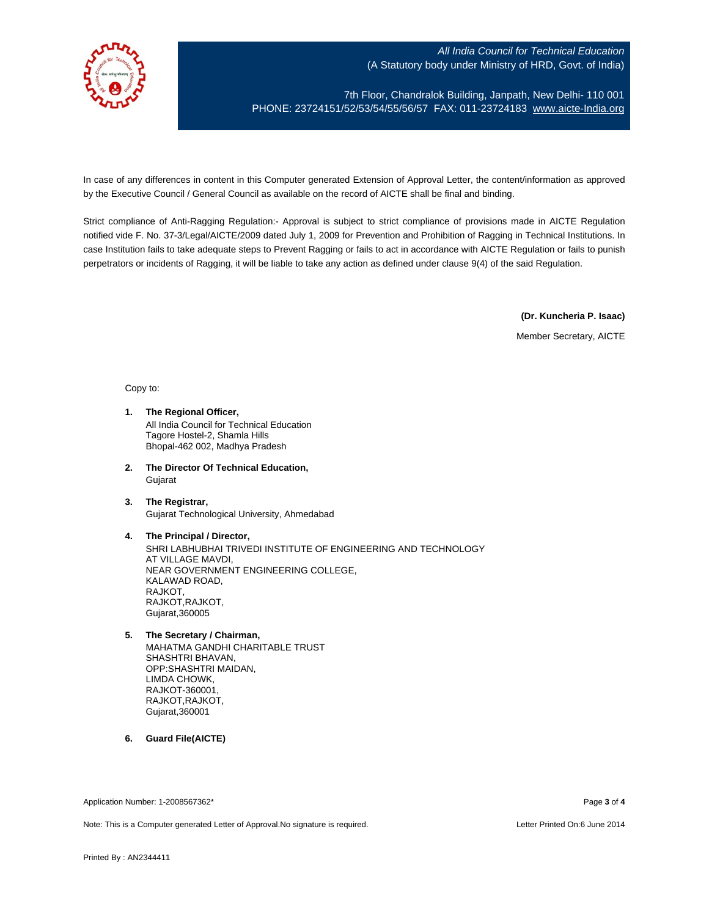In case of any differences in content in this Computer generated Extension of Approval Letter, the content/information as approved by the Executive Council / General Council as available on the record of AICTE shall be final and binding.

Strict compliance of Anti-Ragging Regulation:- Approval is subject to strict compliance of provisions made in AICTE Regulation notified vide F. No. 37-3/Legal/AICTE/2009 dated July 1, 2009 for Prevention and Prohibition of Ragging in Technical Institutions. In case Institution fails to take adequate steps to Prevent Ragging or fails to act in accordance with AICTE Regulation or fails to punish perpetrators or incidents of Ragging, it will be liable to take any action as defined under clause 9(4) of the said Regulation.

**(Dr. Kuncheria P. Isaac)**

Member Secretary, AICTE

Copy to:

1. **The Regional Officer,**
   All India Council for Technical Education
   Tagore Hostel-2, Shamla Hills
   Bhopal-462 002, Madhya Pradesh

2. **The Director Of Technical Education,**
   Gujarat

3. **The Registrar,**
   Gujarat Technological University, Ahmedabad

4. **The Principal / Director,**
   SHRI LABHUBHAI TRIVEDI INSTITUTE OF ENGINEERING AND TECHNOLOGY
   AT VILLAGE MAVDI,
   NEAR GOVERNMENT ENGINEERING COLLEGE,
   KALAWAD ROAD,
   RAJKOT,
   RAJKOT,RAJKOT,
   Gujarat,360005

5. **The Secretary / Chairman,**
   MAHATMA GANDHI CHARITABLE TRUST
   SHASHTRI BHAVAN,
   OPP:SHASHTRI MAIDAN,
   LIMDA CHOWK,
   RAJKOT-360001,
   RAJKOT,RAJKOT,
   Gujarat,360001

6. **Guard File(AICTE)**

Application Number: 1-2008567362*

Note: This is a Computer generated Letter of Approval.No signature is required.

Letter Printed On:6 June 2014

Printed By : AN2344411